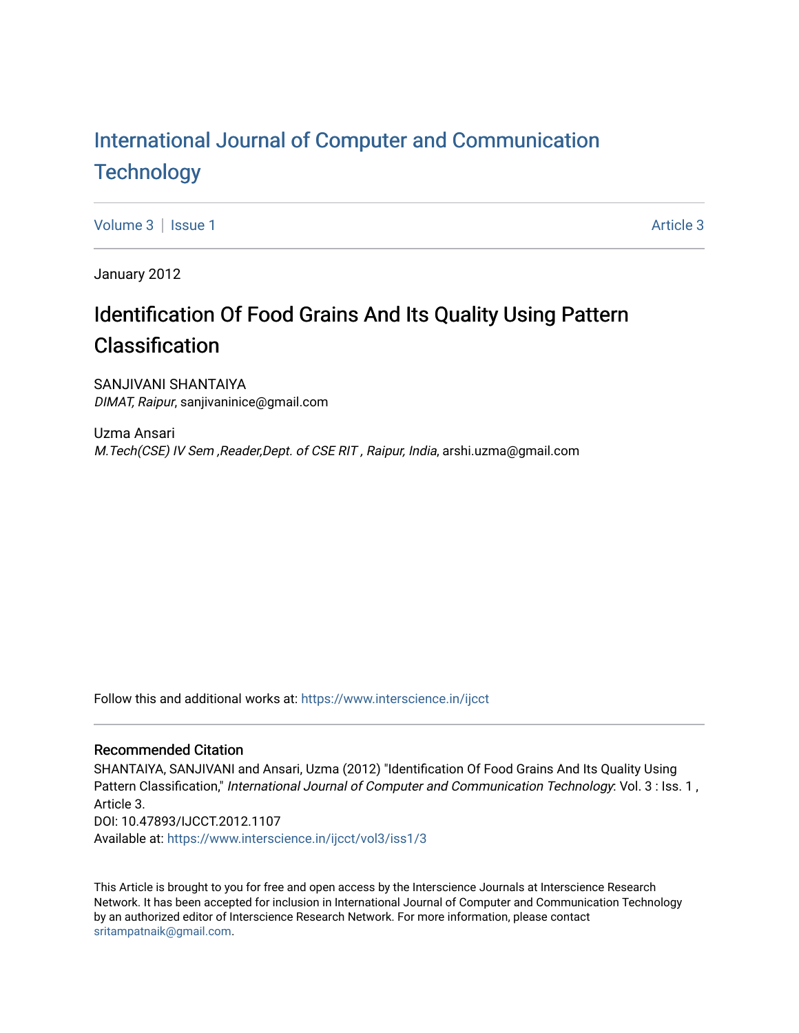# International Journal of Computer and Communication Technology

Volume 3 | Issue 1 Article 3

January 2012

## Identification Of Food Grains And Its Quality Using Pattern Classification

SANJIVANI SHANTAIYA
*DIMAT, Raipur*, sanjivaninice@gmail.com

Uzma Ansari
*M.Tech(CSE) IV Sem ,Reader,Dept. of CSE RIT , Raipur, India*, arshi.uzma@gmail.com

Follow this and additional works at: https://www.interscience.in/ijcct

### Recommended Citation

SHANTAIYA, SANJIVANI and Ansari, Uzma (2012) "Identification Of Food Grains And Its Quality Using Pattern Classification," *International Journal of Computer and Communication Technology*: Vol. 3 : Iss. 1 , Article 3.
DOI: 10.47893/IJCCT.2012.1107
Available at: https://www.interscience.in/ijcct/vol3/iss1/3

This Article is brought to you for free and open access by the Interscience Journals at Interscience Research Network. It has been accepted for inclusion in International Journal of Computer and Communication Technology by an authorized editor of Interscience Research Network. For more information, please contact sritampatnaik@gmail.com.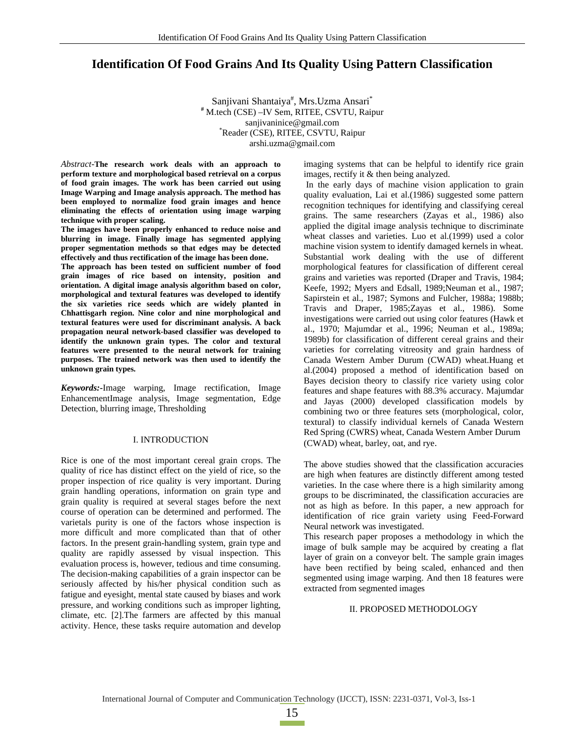# Identification Of Food Grains And Its Quality Using Pattern Classification

Sanjivani Shantaiya#, Mrs.Uzma Ansari*

# M.tech (CSE) –IV Sem, RITEE, CSVTU, Raipur

sanjivaninice@gmail.com

*Reader (CSE), RITEE, CSVTU, Raipur

arshi.uzma@gmail.com

*Abstract*-**The research work deals with an approach to perform texture and morphological based retrieval on a corpus of food grain images. The work has been carried out using Image Warping and Image analysis approach. The method has been employed to normalize food grain images and hence eliminating the effects of orientation using image warping technique with proper scaling.**

**The images have been properly enhanced to reduce noise and blurring in image. Finally image has segmented applying proper segmentation methods so that edges may be detected effectively and thus rectification of the image has been done.**

**The approach has been tested on sufficient number of food grain images of rice based on intensity, position and orientation. A digital image analysis algorithm based on color, morphological and textural features was developed to identify the six varieties rice seeds which are widely planted in Chhattisgarh region. Nine color and nine morphological and textural features were used for discriminant analysis. A back propagation neural network-based classifier was developed to identify the unknown grain types. The color and textural features were presented to the neural network for training purposes. The trained network was then used to identify the unknown grain types.**

***Keywords:***-Image warping, Image rectification, Image EnhancementImage analysis, Image segmentation, Edge Detection, blurring image, Thresholding

## I. INTRODUCTION

Rice is one of the most important cereal grain crops. The quality of rice has distinct effect on the yield of rice, so the proper inspection of rice quality is very important. During grain handling operations, information on grain type and grain quality is required at several stages before the next course of operation can be determined and performed. The varietals purity is one of the factors whose inspection is more difficult and more complicated than that of other factors. In the present grain-handling system, grain type and quality are rapidly assessed by visual inspection. This evaluation process is, however, tedious and time consuming. The decision-making capabilities of a grain inspector can be seriously affected by his/her physical condition such as fatigue and eyesight, mental state caused by biases and work pressure, and working conditions such as improper lighting, climate, etc. [2].The farmers are affected by this manual activity. Hence, these tasks require automation and develop imaging systems that can be helpful to identify rice grain images, rectify it & then being analyzed.

In the early days of machine vision application to grain quality evaluation, Lai et al.(1986) suggested some pattern recognition techniques for identifying and classifying cereal grains. The same researchers (Zayas et al., 1986) also applied the digital image analysis technique to discriminate wheat classes and varieties. Luo et al.(1999) used a color machine vision system to identify damaged kernels in wheat. Substantial work dealing with the use of different morphological features for classification of different cereal grains and varieties was reported (Draper and Travis, 1984; Keefe, 1992; Myers and Edsall, 1989;Neuman et al., 1987; Sapirstein et al., 1987; Symons and Fulcher, 1988a; 1988b; Travis and Draper, 1985;Zayas et al., 1986). Some investigations were carried out using color features (Hawk et al., 1970; Majumdar et al., 1996; Neuman et al., 1989a; 1989b) for classification of different cereal grains and their varieties for correlating vitreosity and grain hardness of Canada Western Amber Durum (CWAD) wheat.Huang et al.(2004) proposed a method of identification based on Bayes decision theory to classify rice variety using color features and shape features with 88.3% accuracy. Majumdar and Jayas (2000) developed classification models by combining two or three features sets (morphological, color, textural) to classify individual kernels of Canada Western Red Spring (CWRS) wheat, Canada Western Amber Durum (CWAD) wheat, barley, oat, and rye.

The above studies showed that the classification accuracies are high when features are distinctly different among tested varieties. In the case where there is a high similarity among groups to be discriminated, the classification accuracies are not as high as before. In this paper, a new approach for identification of rice grain variety using Feed-Forward Neural network was investigated.

This research paper proposes a methodology in which the image of bulk sample may be acquired by creating a flat layer of grain on a conveyor belt. The sample grain images have been rectified by being scaled, enhanced and then segmented using image warping. And then 18 features were extracted from segmented images

## II. PROPOSED METHODOLOGY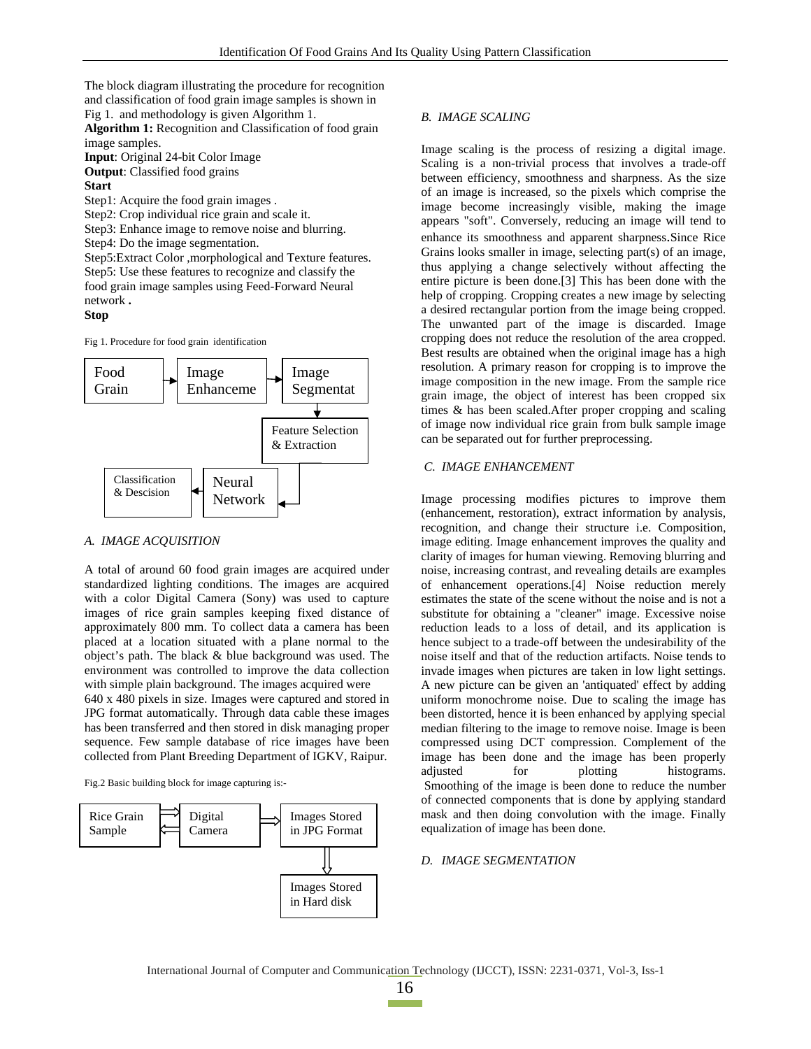The block diagram illustrating the procedure for recognition and classification of food grain image samples is shown in Fig 1. and methodology is given Algorithm 1.

**Algorithm 1:** Recognition and Classification of food grain image samples.

**Input**: Original 24-bit Color Image

**Output**: Classified food grains

**Start**

Step1: Acquire the food grain images .

Step2: Crop individual rice grain and scale it.

Step3: Enhance image to remove noise and blurring.

Step4: Do the image segmentation.

Step5:Extract Color ,morphological and Texture features.

Step5: Use these features to recognize and classify the food grain image samples using Feed-Forward Neural network **.**

**Stop**

Fig 1. Procedure for food grain identification

Food Grain → Image Enhanceme → Image Segmentat → Feature Selection & Extraction → Neural Network → Classification & Descision

### A. IMAGE ACQUISITION

A total of around 60 food grain images are acquired under standardized lighting conditions. The images are acquired with a color Digital Camera (Sony) was used to capture images of rice grain samples keeping fixed distance of approximately 800 mm. To collect data a camera has been placed at a location situated with a plane normal to the object's path. The black & blue background was used. The environment was controlled to improve the data collection with simple plain background. The images acquired were 640 x 480 pixels in size. Images were captured and stored in JPG format automatically. Through data cable these images has been transferred and then stored in disk managing proper sequence. Few sample database of rice images have been collected from Plant Breeding Department of IGKV, Raipur.

Fig.2 Basic building block for image capturing is:-

Rice Grain Sample ⇄ Digital Camera → Images Stored in JPG Format → Images Stored in Hard disk

### B. IMAGE SCALING

Image scaling is the process of resizing a digital image. Scaling is a non-trivial process that involves a trade-off between efficiency, smoothness and sharpness. As the size of an image is increased, so the pixels which comprise the image become increasingly visible, making the image appears "soft". Conversely, reducing an image will tend to enhance its smoothness and apparent sharpness**.**Since Rice Grains looks smaller in image, selecting part(s) of an image, thus applying a change selectively without affecting the entire picture is been done.[3] This has been done with the help of cropping. Cropping creates a new image by selecting a desired rectangular portion from the image being cropped. The unwanted part of the image is discarded. Image cropping does not reduce the resolution of the area cropped. Best results are obtained when the original image has a high resolution. A primary reason for cropping is to improve the image composition in the new image. From the sample rice grain image, the object of interest has been cropped six times & has been scaled.After proper cropping and scaling of image now individual rice grain from bulk sample image can be separated out for further preprocessing.

### C. IMAGE ENHANCEMENT

Image processing modifies pictures to improve them (enhancement, restoration), extract information by analysis, recognition, and change their structure i.e. Composition, image editing. Image enhancement improves the quality and clarity of images for human viewing. Removing blurring and noise, increasing contrast, and revealing details are examples of enhancement operations.[4] Noise reduction merely estimates the state of the scene without the noise and is not a substitute for obtaining a "cleaner" image. Excessive noise reduction leads to a loss of detail, and its application is hence subject to a trade-off between the undesirability of the noise itself and that of the reduction artifacts. Noise tends to invade images when pictures are taken in low light settings. A new picture can be given an 'antiquated' effect by adding uniform monochrome noise. Due to scaling the image has been distorted, hence it is been enhanced by applying special median filtering to the image to remove noise. Image is been compressed using DCT compression. Complement of the image has been done and the image has been properly adjusted for plotting histograms. Smoothing of the image is been done to reduce the number of connected components that is done by applying standard mask and then doing convolution with the image. Finally equalization of image has been done.

### D. IMAGE SEGMENTATION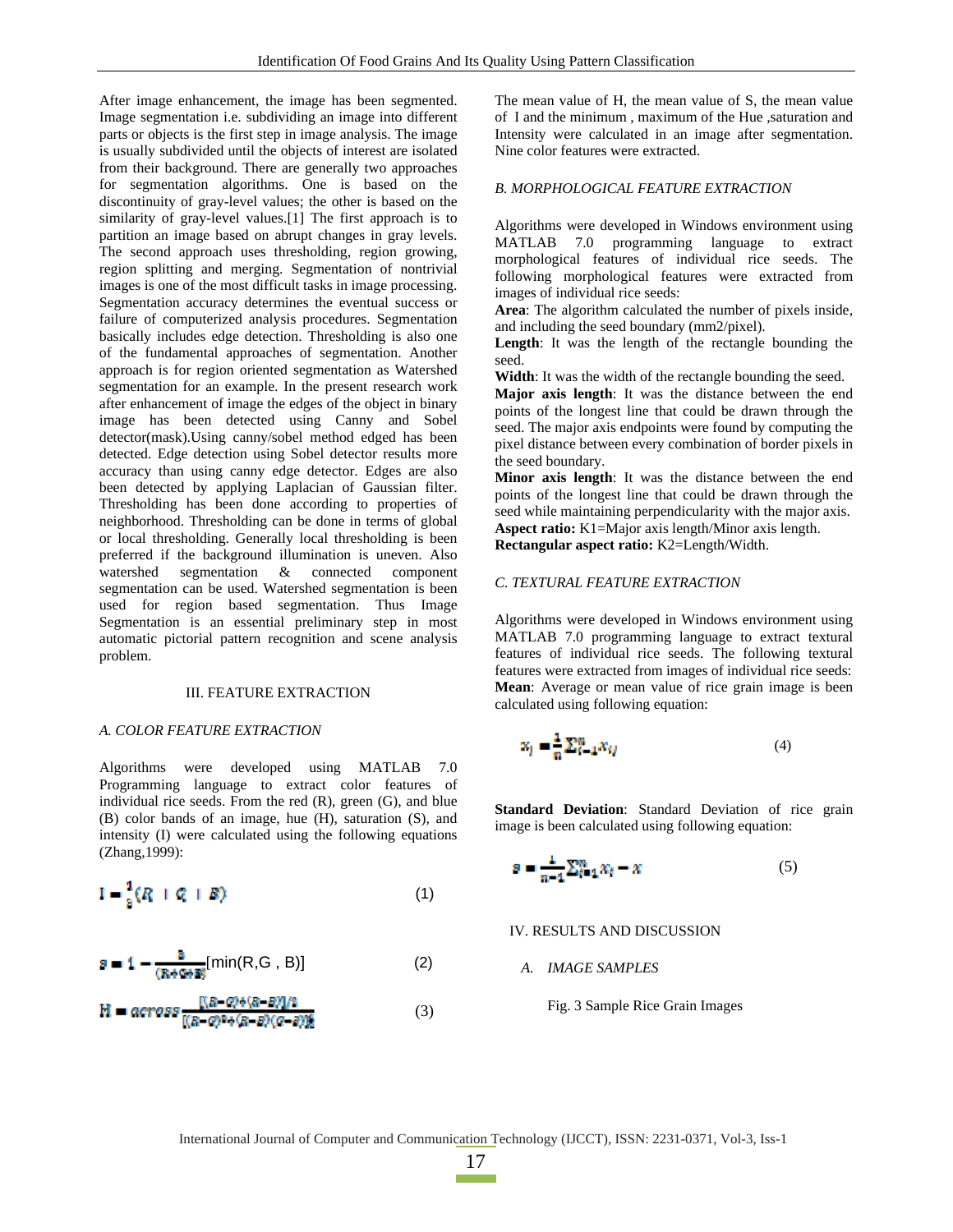After image enhancement, the image has been segmented. Image segmentation i.e. subdividing an image into different parts or objects is the first step in image analysis. The image is usually subdivided until the objects of interest are isolated from their background. There are generally two approaches for segmentation algorithms. One is based on the discontinuity of gray-level values; the other is based on the similarity of gray-level values.[1] The first approach is to partition an image based on abrupt changes in gray levels. The second approach uses thresholding, region growing, region splitting and merging. Segmentation of nontrivial images is one of the most difficult tasks in image processing. Segmentation accuracy determines the eventual success or failure of computerized analysis procedures. Segmentation basically includes edge detection. Thresholding is also one of the fundamental approaches of segmentation. Another approach is for region oriented segmentation as Watershed segmentation for an example. In the present research work after enhancement of image the edges of the object in binary image has been detected using Canny and Sobel detector(mask).Using canny/sobel method edged has been detected. Edge detection using Sobel detector results more accuracy than using canny edge detector. Edges are also been detected by applying Laplacian of Gaussian filter. Thresholding has been done according to properties of neighborhood. Thresholding can be done in terms of global or local thresholding. Generally local thresholding is been preferred if the background illumination is uneven. Also watershed segmentation & connected component segmentation can be used. Watershed segmentation is been used for region based segmentation. Thus Image Segmentation is an essential preliminary step in most automatic pictorial pattern recognition and scene analysis problem.

## III. FEATURE EXTRACTION

### *A. COLOR FEATURE EXTRACTION*

Algorithms were developed using MATLAB 7.0 Programming language to extract color features of individual rice seeds. From the red (R), green (G), and blue (B) color bands of an image, hue (H), saturation (S), and intensity (I) were calculated using the following equations (Zhang,1999):

$$I = \frac{1}{3}(R + G + B) \quad (1)$$

$$S = 1 - \frac{3}{(R+G+B)}[\min(R, G, B)] \quad (2)$$

$$H = across \frac{[(R-G)+(R-B)]/2}{[(R-G)^2+(R-B)(G-B)]^{\frac{1}{2}}} \quad (3)$$

The mean value of H, the mean value of S, the mean value of I and the minimum , maximum of the Hue ,saturation and Intensity were calculated in an image after segmentation. Nine color features were extracted.

### *B. MORPHOLOGICAL FEATURE EXTRACTION*

Algorithms were developed in Windows environment using MATLAB 7.0 programming language to extract morphological features of individual rice seeds. The following morphological features were extracted from images of individual rice seeds:

**Area**: The algorithm calculated the number of pixels inside, and including the seed boundary (mm2/pixel).

**Length**: It was the length of the rectangle bounding the seed.

**Width**: It was the width of the rectangle bounding the seed.

**Major axis length**: It was the distance between the end points of the longest line that could be drawn through the seed. The major axis endpoints were found by computing the pixel distance between every combination of border pixels in the seed boundary.

**Minor axis length**: It was the distance between the end points of the longest line that could be drawn through the seed while maintaining perpendicularity with the major axis.

**Aspect ratio:** K1=Major axis length/Minor axis length.

**Rectangular aspect ratio:** K2=Length/Width.

### *C. TEXTURAL FEATURE EXTRACTION*

Algorithms were developed in Windows environment using MATLAB 7.0 programming language to extract textural features of individual rice seeds. The following textural features were extracted from images of individual rice seeds:

**Mean**: Average or mean value of rice grain image is been calculated using following equation:

$$x_j = \frac{1}{n}\sum_{i=1}^{n} x_{ij} \quad (4)$$

**Standard Deviation**: Standard Deviation of rice grain image is been calculated using following equation:

$$s = \frac{1}{n-1}\sum_{i=1}^{n} x_i - x \quad (5)$$

## IV. RESULTS AND DISCUSSION

### *A. IMAGE SAMPLES*

Fig. 3 Sample Rice Grain Images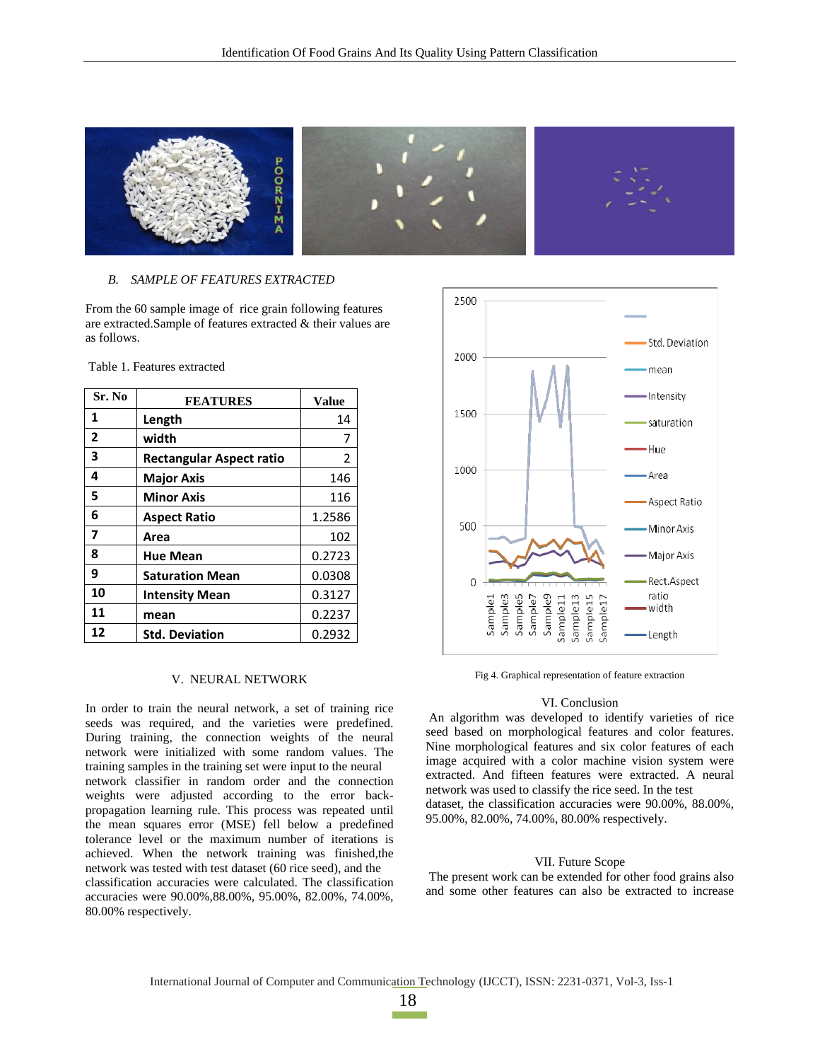### B. SAMPLE OF FEATURES EXTRACTED

From the 60 sample image of rice grain following features are extracted.Sample of features extracted & their values are as follows.

Table 1. Features extracted

| Sr. No | FEATURES | Value |
|---|---|---|
| 1 | **Length** | 14 |
| 2 | **width** | 7 |
| 3 | **Rectangular Aspect ratio** | 2 |
| 4 | **Major Axis** | 146 |
| 5 | **Minor Axis** | 116 |
| 6 | **Aspect Ratio** | 1.2586 |
| 7 | **Area** | 102 |
| 8 | **Hue Mean** | 0.2723 |
| 9 | **Saturation Mean** | 0.0308 |
| 10 | **Intensity Mean** | 0.3127 |
| 11 | **mean** | 0.2237 |
| 12 | **Std. Deviation** | 0.2932 |

Fig 4. Graphical representation of feature extraction

## V. NEURAL NETWORK

In order to train the neural network, a set of training rice seeds was required, and the varieties were predefined. During training, the connection weights of the neural network were initialized with some random values. The training samples in the training set were input to the neural network classifier in random order and the connection weights were adjusted according to the error back-propagation learning rule. This process was repeated until the mean squares error (MSE) fell below a predefined tolerance level or the maximum number of iterations is achieved. When the network training was finished,the network was tested with test dataset (60 rice seed), and the classification accuracies were calculated. The classification accuracies were 90.00%,88.00%, 95.00%, 82.00%, 74.00%, 80.00% respectively.

## VI. Conclusion

An algorithm was developed to identify varieties of rice seed based on morphological features and color features. Nine morphological features and six color features of each image acquired with a color machine vision system were extracted. And fifteen features were extracted. A neural network was used to classify the rice seed. In the test dataset, the classification accuracies were 90.00%, 88.00%, 95.00%, 82.00%, 74.00%, 80.00% respectively.

## VII. Future Scope

The present work can be extended for other food grains also and some other features can also be extracted to increase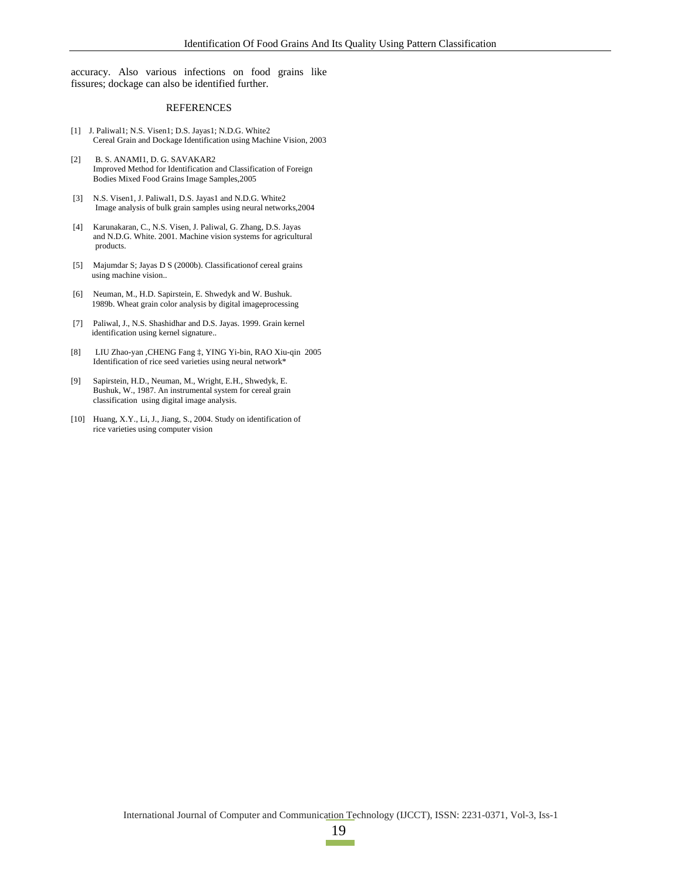accuracy. Also various infections on food grains like fissures; dockage can also be identified further.

## REFERENCES

[1] J. Paliwal1; N.S. Visen1; D.S. Jayas1; N.D.G. White2 Cereal Grain and Dockage Identification using Machine Vision, 2003

[2] B. S. ANAMI1, D. G. SAVAKAR2 Improved Method for Identification and Classification of Foreign Bodies Mixed Food Grains Image Samples,2005

[3] N.S. Visen1, J. Paliwal1, D.S. Jayas1 and N.D.G. White2 Image analysis of bulk grain samples using neural networks,2004

[4] Karunakaran, C., N.S. Visen, J. Paliwal, G. Zhang, D.S. Jayas and N.D.G. White. 2001. Machine vision systems for agricultural products.

[5] Majumdar S; Jayas D S (2000b). Classificationof cereal grains using machine vision..

[6] Neuman, M., H.D. Sapirstein, E. Shwedyk and W. Bushuk. 1989b. Wheat grain color analysis by digital imageprocessing

[7] Paliwal, J., N.S. Shashidhar and D.S. Jayas. 1999. Grain kernel identification using kernel signature..

[8] LIU Zhao-yan ,CHENG Fang ‡, YING Yi-bin, RAO Xiu-qin 2005 Identification of rice seed varieties using neural network*

[9] Sapirstein, H.D., Neuman, M., Wright, E.H., Shwedyk, E. Bushuk, W., 1987. An instrumental system for cereal grain classification using digital image analysis.

[10] Huang, X.Y., Li, J., Jiang, S., 2004. Study on identification of rice varieties using computer vision